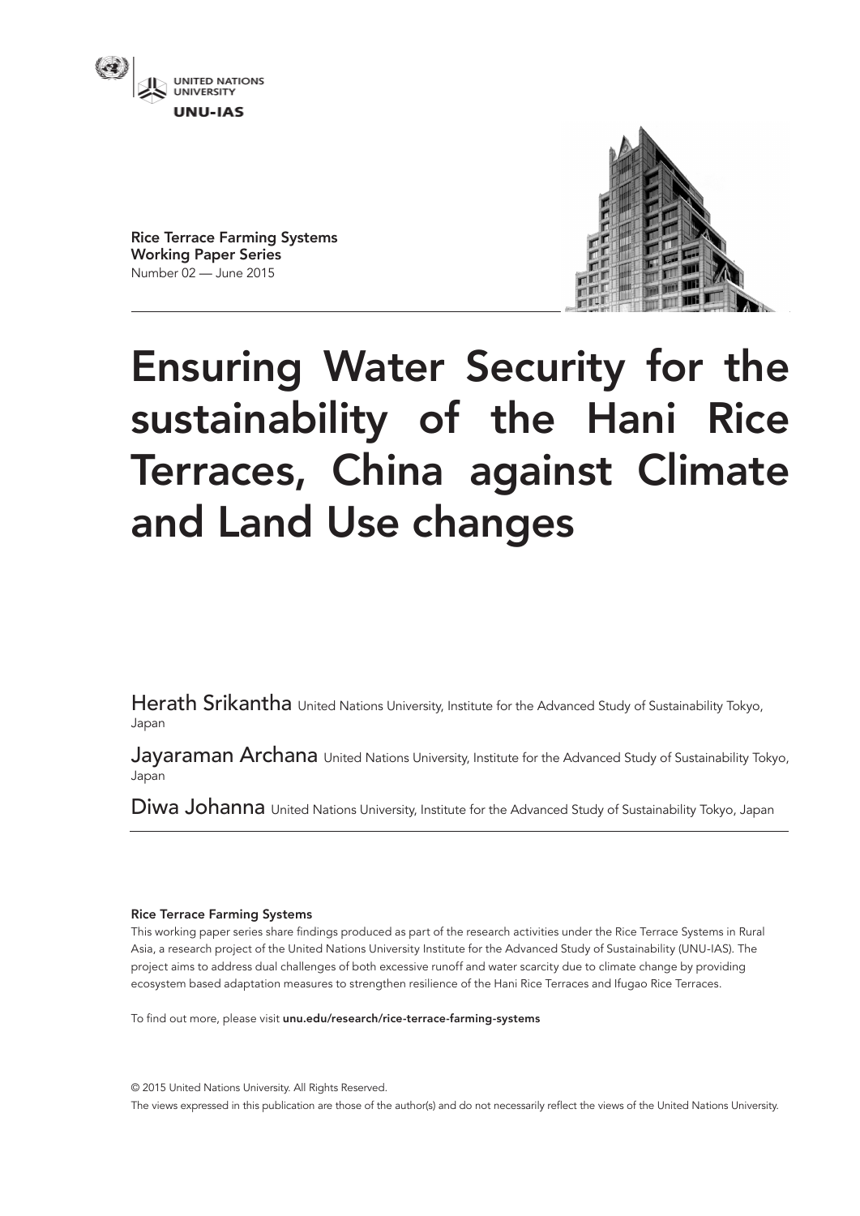UNITED NATIONS UNIVERSITY

UNU-IAS

**Rice Terrace Farming Systems**
**Working Paper Series**
Number 02 — June 2015

# Ensuring Water Security for the sustainability of the Hani Rice Terraces, China against Climate and Land Use changes

Herath Srikantha United Nations University, Institute for the Advanced Study of Sustainability Tokyo, Japan

Jayaraman Archana United Nations University, Institute for the Advanced Study of Sustainability Tokyo, Japan

Diwa Johanna United Nations University, Institute for the Advanced Study of Sustainability Tokyo, Japan

**Rice Terrace Farming Systems**

This working paper series share findings produced as part of the research activities under the Rice Terrace Systems in Rural Asia, a research project of the United Nations University Institute for the Advanced Study of Sustainability (UNU-IAS). The project aims to address dual challenges of both excessive runoff and water scarcity due to climate change by providing ecosystem based adaptation measures to strengthen resilience of the Hani Rice Terraces and Ifugao Rice Terraces.

To find out more, please visit **unu.edu/research/rice-terrace-farming-systems**

© 2015 United Nations University. All Rights Reserved.

The views expressed in this publication are those of the author(s) and do not necessarily reflect the views of the United Nations University.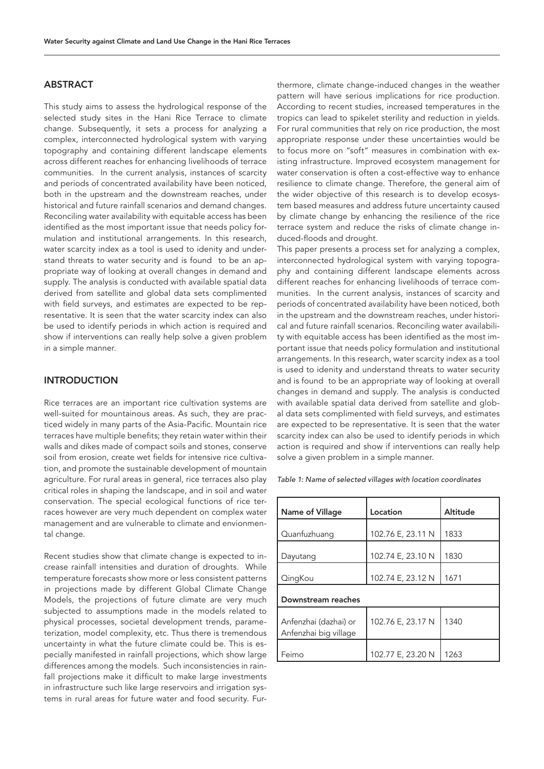## ABSTRACT

This study aims to assess the hydrological response of the selected study sites in the Hani Rice Terrace to climate change. Subsequently, it sets a process for analyzing a complex, interconnected hydrological system with varying topography and containing different landscape elements across different reaches for enhancing livelihoods of terrace communities. In the current analysis, instances of scarcity and periods of concentrated availability have been noticed, both in the upstream and the downstream reaches, under historical and future rainfall scenarios and demand changes. Reconciling water availability with equitable access has been identified as the most important issue that needs policy formulation and institutional arrangements. In this research, water scarcity index as a tool is used to idenity and understand threats to water security and is found to be an appropriate way of looking at overall changes in demand and supply. The analysis is conducted with available spatial data derived from satellite and global data sets complimented with field surveys, and estimates are expected to be representative. It is seen that the water scarcity index can also be used to identify periods in which action is required and show if interventions can really help solve a given problem in a simple manner.

## INTRODUCTION

Rice terraces are an important rice cultivation systems are well-suited for mountainous areas. As such, they are practiced widely in many parts of the Asia-Pacific. Mountain rice terraces have multiple benefits; they retain water within their walls and dikes made of compact soils and stones, conserve soil from erosion, create wet fields for intensive rice cultivation, and promote the sustainable development of mountain agriculture. For rural areas in general, rice terraces also play critical roles in shaping the landscape, and in soil and water conservation. The special ecological functions of rice terraces however are very much dependent on complex water management and are vulnerable to climate and envionmental change.

Recent studies show that climate change is expected to increase rainfall intensities and duration of droughts. While temperature forecasts show more or less consistent patterns in projections made by different Global Climate Change Models, the projections of future climate are very much subjected to assumptions made in the models related to physical processes, societal development trends, parameterization, model complexity, etc. Thus there is tremendous uncertainty in what the future climate could be. This is especially manifested in rainfall projections, which show large differences among the models. Such inconsistencies in rainfall projections make it difficult to make large investments in infrastructure such like large reservoirs and irrigation systems in rural areas for future water and food security. Furthermore, climate change-induced changes in the weather pattern will have serious implications for rice production. According to recent studies, increased temperatures in the tropics can lead to spikelet sterility and reduction in yields. For rural communities that rely on rice production, the most appropriate response under these uncertainties would be to focus more on "soft" measures in combination with existing infrastructure. Improved ecosystem management for water conservation is often a cost-effective way to enhance resilience to climate change. Therefore, the general aim of the wider objective of this research is to develop ecosystem based measures and address future uncertainty caused by climate change by enhancing the resilience of the rice terrace system and reduce the risks of climate change induced-floods and drought.

This paper presents a process set for analyzing a complex, interconnected hydrological system with varying topography and containing different landscape elements across different reaches for enhancing livelihoods of terrace communities. In the current analysis, instances of scarcity and periods of concentrated availability have been noticed, both in the upstream and the downstream reaches, under historical and future rainfall scenarios. Reconciling water availability with equitable access has been identified as the most important issue that needs policy formulation and institutional arrangements. In this research, water scarcity index as a tool is used to idenity and understand threats to water security and is found to be an appropriate way of looking at overall changes in demand and supply. The analysis is conducted with available spatial data derived from satellite and global data sets complimented with field surveys, and estimates are expected to be representative. It is seen that the water scarcity index can also be used to identify periods in which action is required and show if interventions can really help solve a given problem in a simple manner.

*Table 1: Name of selected villages with location coordinates*

| Name of Village | Location | Altitude |
|---|---|---|
| Quanfuzhuang | 102.76 E, 23.11 N | 1833 |
| Dayutang | 102.74 E, 23.10 N | 1830 |
| QingKou | 102.74 E, 23.12 N | 1671 |
| **Downstream reaches** | | |
| Anfenzhai (dazhai) or Anfenzhai big village | 102.76 E, 23.17 N | 1340 |
| Feimo | 102.77 E, 23.20 N | 1263 |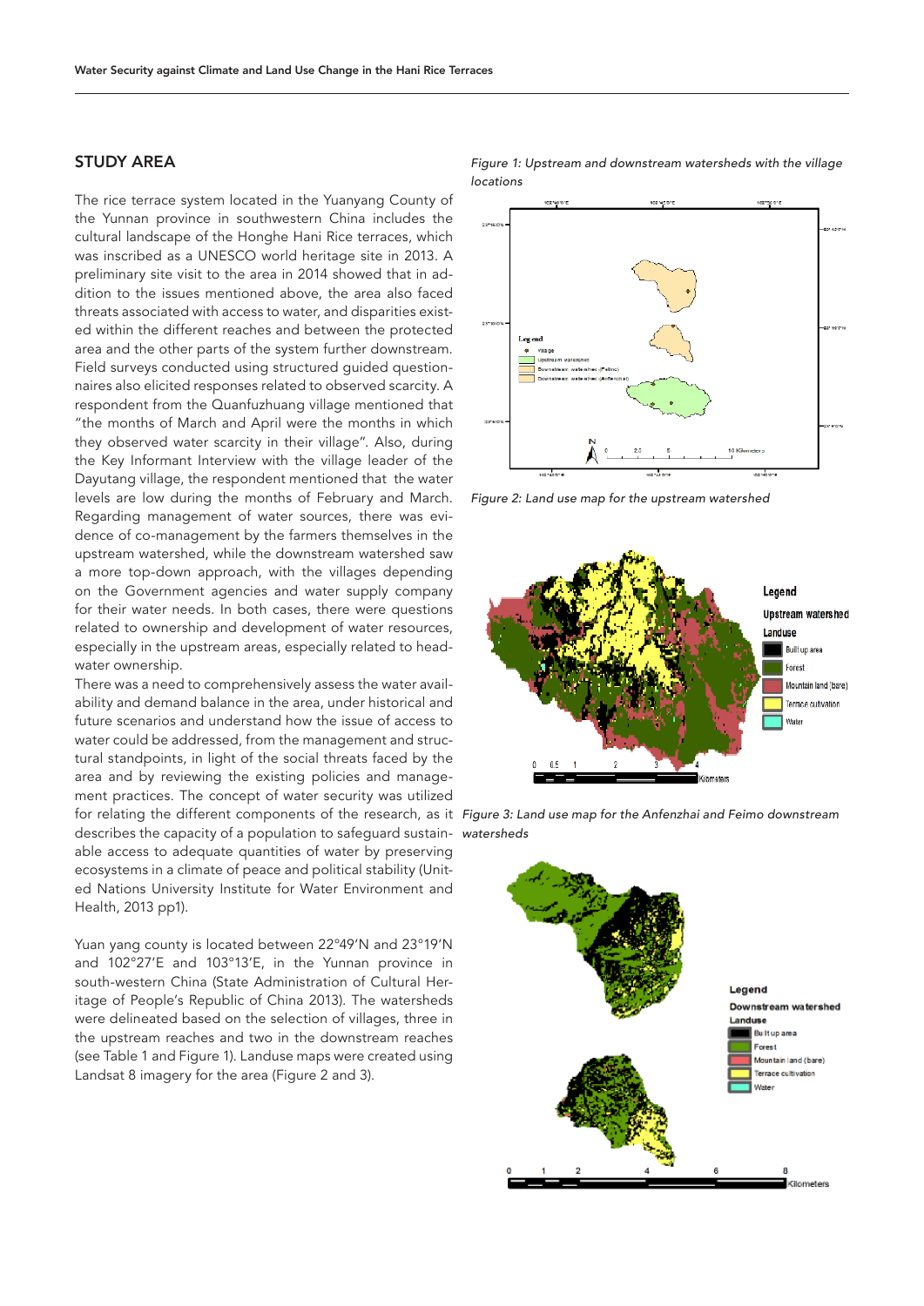## STUDY AREA

The rice terrace system located in the Yuanyang County of the Yunnan province in southwestern China includes the cultural landscape of the Honghe Hani Rice terraces, which was inscribed as a UNESCO world heritage site in 2013. A preliminary site visit to the area in 2014 showed that in addition to the issues mentioned above, the area also faced threats associated with access to water, and disparities existed within the different reaches and between the protected area and the other parts of the system further downstream. Field surveys conducted using structured guided questionnaires also elicited responses related to observed scarcity. A respondent from the Quanfuzhuang village mentioned that "the months of March and April were the months in which they observed water scarcity in their village". Also, during the Key Informant Interview with the village leader of the Dayutang village, the respondent mentioned that the water levels are low during the months of February and March. Regarding management of water sources, there was evidence of co-management by the farmers themselves in the upstream watershed, while the downstream watershed saw a more top-down approach, with the villages depending on the Government agencies and water supply company for their water needs. In both cases, there were questions related to ownership and development of water resources, especially in the upstream areas, especially related to headwater ownership.

There was a need to comprehensively assess the water availability and demand balance in the area, under historical and future scenarios and understand how the issue of access to water could be addressed, from the management and structural standpoints, in light of the social threats faced by the area and by reviewing the existing policies and management practices. The concept of water security was utilized for relating the different components of the research, as it describes the capacity of a population to safeguard sustainable access to adequate quantities of water by preserving ecosystems in a climate of peace and political stability (United Nations University Institute for Water Environment and Health, 2013 pp1).

Yuan yang county is located between 22°49'N and 23°19'N and 102°27'E and 103°13'E, in the Yunnan province in south-western China (State Administration of Cultural Heritage of People's Republic of China 2013). The watersheds were delineated based on the selection of villages, three in the upstream reaches and two in the downstream reaches (see Table 1 and Figure 1). Landuse maps were created using Landsat 8 imagery for the area (Figure 2 and 3).

*Figure 1: Upstream and downstream watersheds with the village locations*

*Figure 2: Land use map for the upstream watershed*

*Figure 3: Land use map for the Anfenzhai and Feimo downstream watersheds*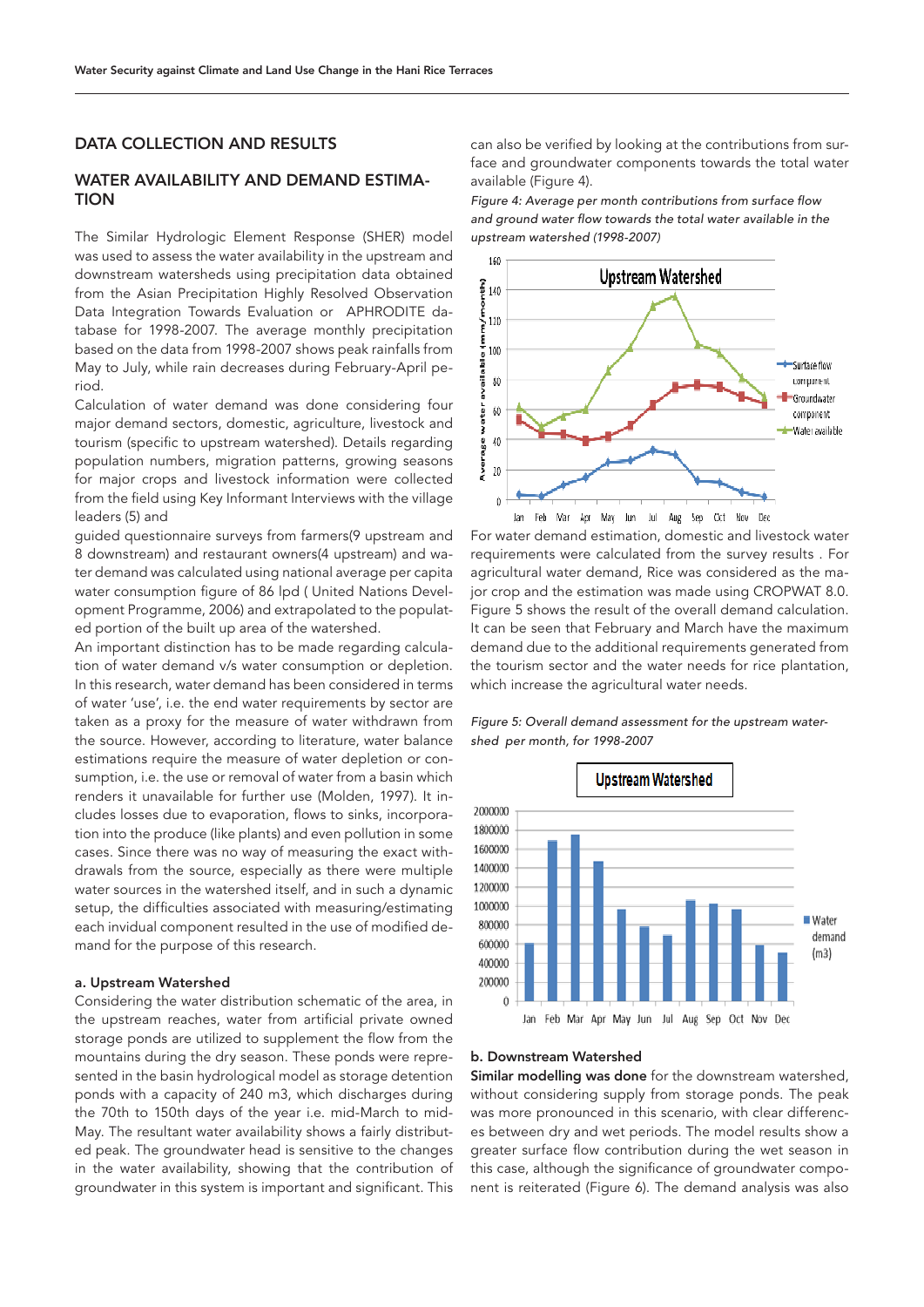## DATA COLLECTION AND RESULTS

### WATER AVAILABILITY AND DEMAND ESTIMATION

The Similar Hydrologic Element Response (SHER) model was used to assess the water availability in the upstream and downstream watersheds using precipitation data obtained from the Asian Precipitation Highly Resolved Observation Data Integration Towards Evaluation or APHRODITE database for 1998-2007. The average monthly precipitation based on the data from 1998-2007 shows peak rainfalls from May to July, while rain decreases during February-April period.

Calculation of water demand was done considering four major demand sectors, domestic, agriculture, livestock and tourism (specific to upstream watershed). Details regarding population numbers, migration patterns, growing seasons for major crops and livestock information were collected from the field using Key Informant Interviews with the village leaders (5) and

guided questionnaire surveys from farmers(9 upstream and 8 downstream) and restaurant owners(4 upstream) and water demand was calculated using national average per capita water consumption figure of 86 lpd ( United Nations Development Programme, 2006) and extrapolated to the populated portion of the built up area of the watershed.

An important distinction has to be made regarding calculation of water demand v/s water consumption or depletion. In this research, water demand has been considered in terms of water 'use', i.e. the end water requirements by sector are taken as a proxy for the measure of water withdrawn from the source. However, according to literature, water balance estimations require the measure of water depletion or consumption, i.e. the use or removal of water from a basin which renders it unavailable for further use (Molden, 1997). It includes losses due to evaporation, flows to sinks, incorporation into the produce (like plants) and even pollution in some cases. Since there was no way of measuring the exact withdrawals from the source, especially as there were multiple water sources in the watershed itself, and in such a dynamic setup, the difficulties associated with measuring/estimating each invidual component resulted in the use of modified demand for the purpose of this research.

#### a. Upstream Watershed

Considering the water distribution schematic of the area, in the upstream reaches, water from artificial private owned storage ponds are utilized to supplement the flow from the mountains during the dry season. These ponds were represented in the basin hydrological model as storage detention ponds with a capacity of 240 m3, which discharges during the 70th to 150th days of the year i.e. mid-March to mid-May. The resultant water availability shows a fairly distributed peak. The groundwater head is sensitive to the changes in the water availability, showing that the contribution of groundwater in this system is important and significant. This can also be verified by looking at the contributions from surface and groundwater components towards the total water available (Figure 4).

*Figure 4: Average per month contributions from surface flow and ground water flow towards the total water available in the upstream watershed (1998-2007)*

For water demand estimation, domestic and livestock water requirements were calculated from the survey results . For agricultural water demand, Rice was considered as the major crop and the estimation was made using CROPWAT 8.0. Figure 5 shows the result of the overall demand calculation. It can be seen that February and March have the maximum demand due to the additional requirements generated from the tourism sector and the water needs for rice plantation, which increase the agricultural water needs.

*Figure 5: Overall demand assessment for the upstream watershed per month, for 1998-2007*

#### b. Downstream Watershed

**Similar modelling was done** for the downstream watershed, without considering supply from storage ponds. The peak was more pronounced in this scenario, with clear differences between dry and wet periods. The model results show a greater surface flow contribution during the wet season in this case, although the significance of groundwater component is reiterated (Figure 6). The demand analysis was also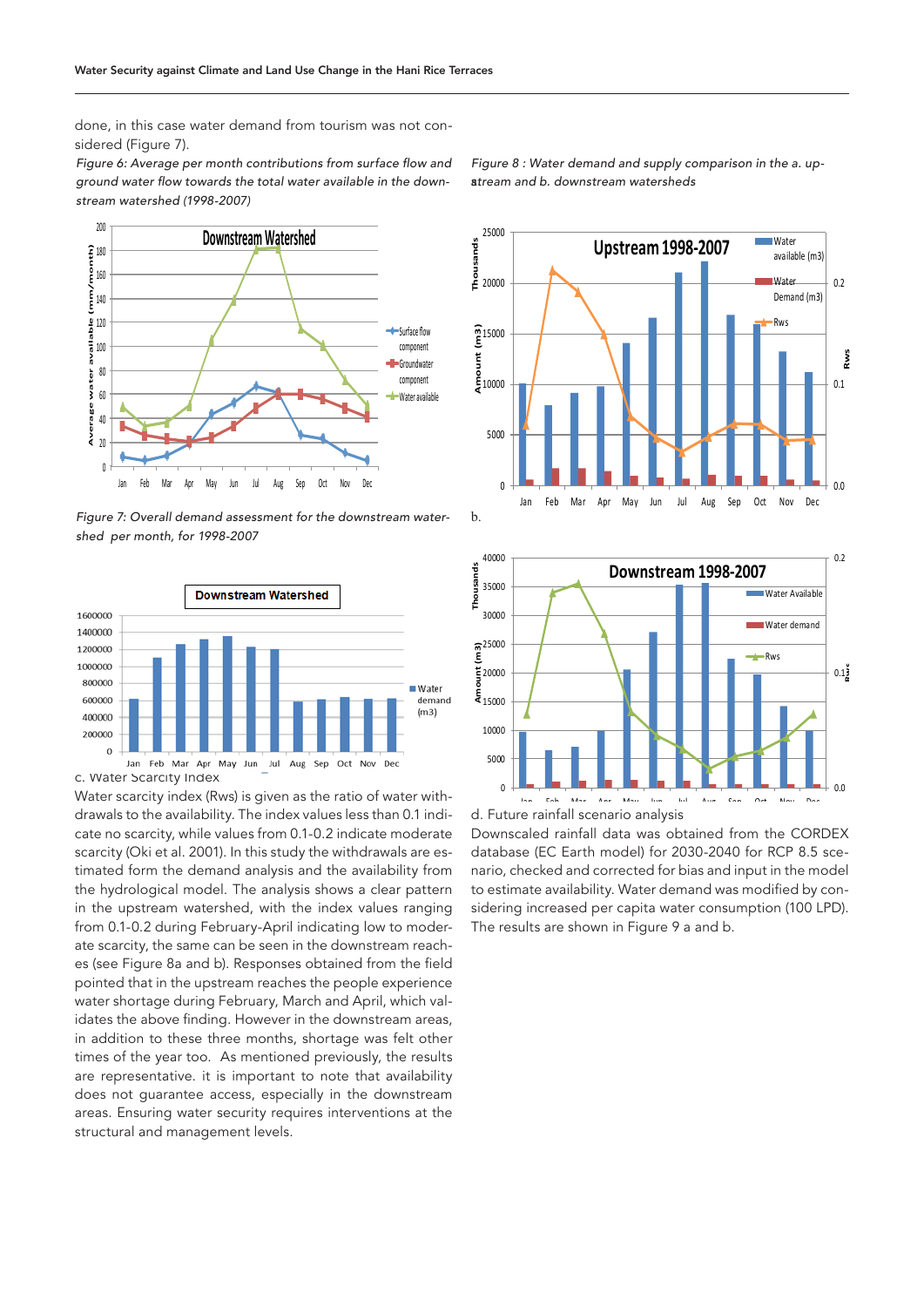done, in this case water demand from tourism was not considered (Figure 7).

*Figure 6: Average per month contributions from surface flow and ground water flow towards the total water available in the downstream watershed (1998-2007)*

*Figure 7: Overall demand assessment for the downstream watershed per month, for 1998-2007*

c. Water Scarcity Index

Water scarcity index (Rws) is given as the ratio of water withdrawals to the availability. The index values less than 0.1 indicate no scarcity, while values from 0.1-0.2 indicate moderate scarcity (Oki et al. 2001). In this study the withdrawals are estimated form the demand analysis and the availability from the hydrological model. The analysis shows a clear pattern in the upstream watershed, with the index values ranging from 0.1-0.2 during February-April indicating low to moderate scarcity, the same can be seen in the downstream reaches (see Figure 8a and b). Responses obtained from the field pointed that in the upstream reaches the people experience water shortage during February, March and April, which validates the above finding. However in the downstream areas, in addition to these three months, shortage was felt other times of the year too. As mentioned previously, the results are representative. it is important to note that availability does not guarantee access, especially in the downstream areas. Ensuring water security requires interventions at the structural and management levels.

*Figure 8 : Water demand and supply comparison in the a. upstream and b. downstream watersheds*

d. Future rainfall scenario analysis

Downscaled rainfall data was obtained from the CORDEX database (EC Earth model) for 2030-2040 for RCP 8.5 scenario, checked and corrected for bias and input in the model to estimate availability. Water demand was modified by considering increased per capita water consumption (100 LPD). The results are shown in Figure 9 a and b.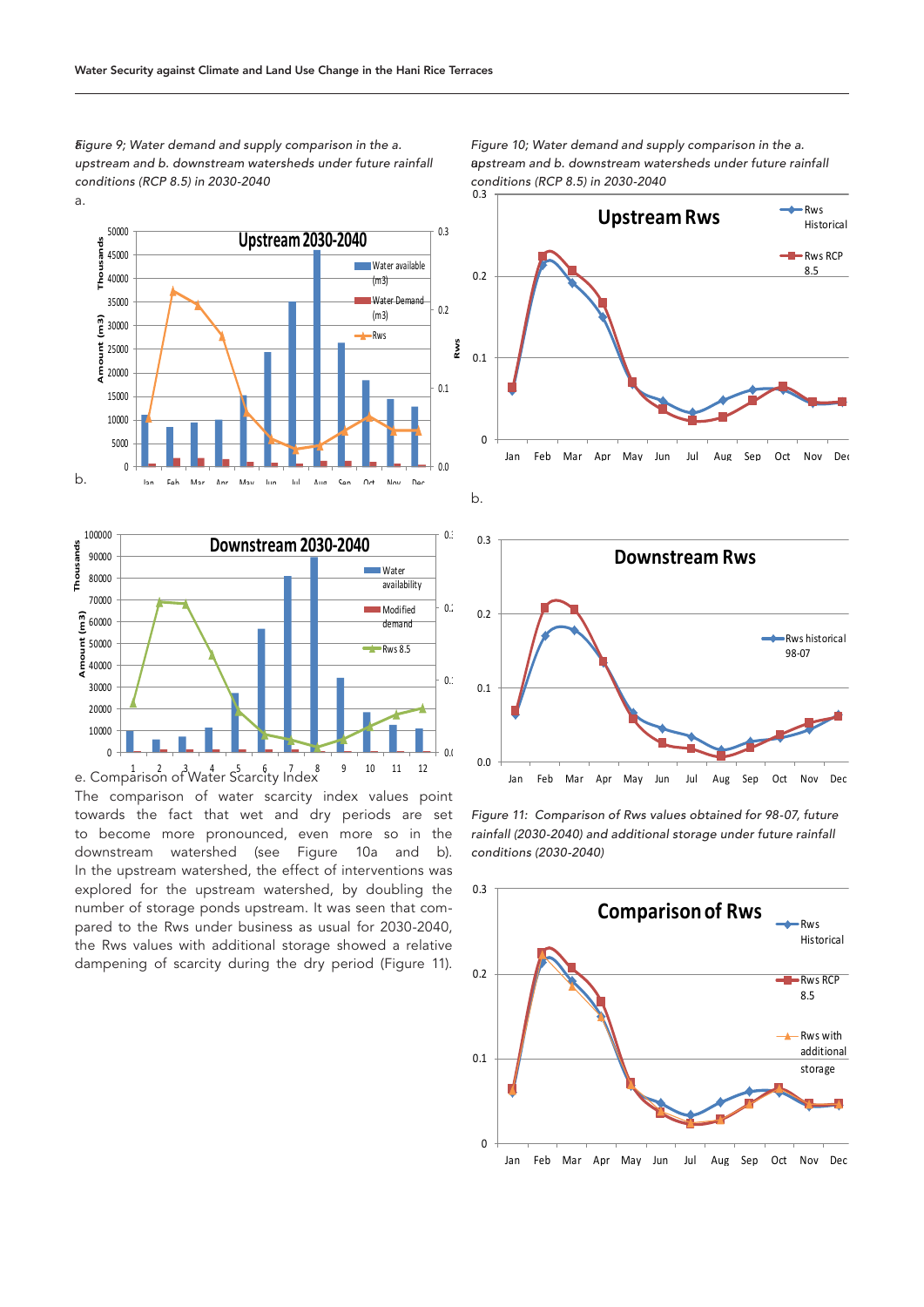*Figure 9; Water demand and supply comparison in the a. upstream and b. downstream watersheds under future rainfall conditions (RCP 8.5) in 2030-2040*

a.

b.

e. Comparison of Water Scarcity Index

The comparison of water scarcity index values point towards the fact that wet and dry periods are set to become more pronounced, even more so in the downstream watershed (see Figure 10a and b). In the upstream watershed, the effect of interventions was explored for the upstream watershed, by doubling the number of storage ponds upstream. It was seen that compared to the Rws under business as usual for 2030-2040, the Rws values with additional storage showed a relative dampening of scarcity during the dry period (Figure 11).

*Figure 10; Water demand and supply comparison in the a. upstream and b. downstream watersheds under future rainfall conditions (RCP 8.5) in 2030-2040*

b.

*Figure 11: Comparison of Rws values obtained for 98-07, future rainfall (2030-2040) and additional storage under future rainfall conditions (2030-2040)*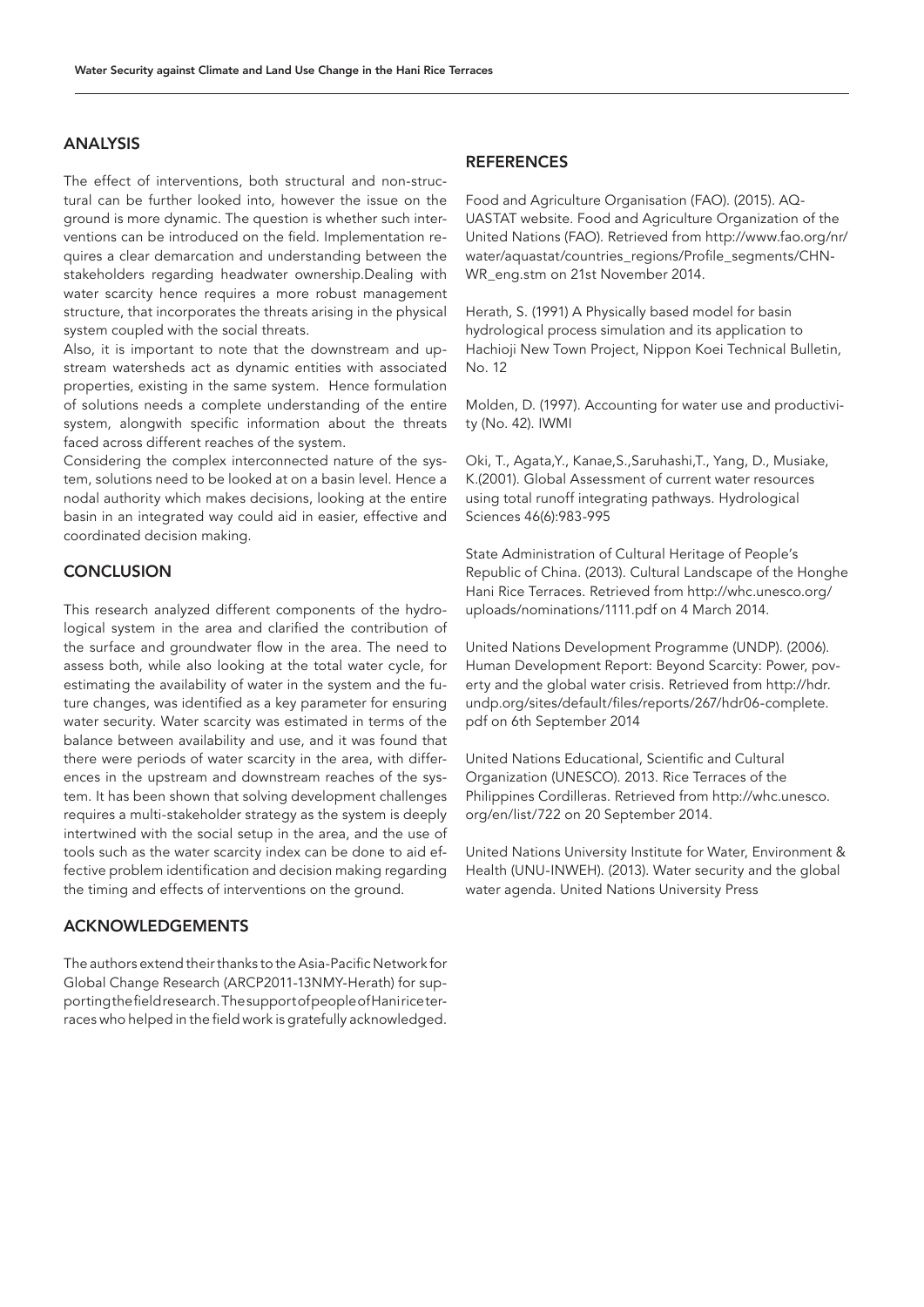## ANALYSIS

The effect of interventions, both structural and non-structural can be further looked into, however the issue on the ground is more dynamic. The question is whether such interventions can be introduced on the field. Implementation requires a clear demarcation and understanding between the stakeholders regarding headwater ownership.Dealing with water scarcity hence requires a more robust management structure, that incorporates the threats arising in the physical system coupled with the social threats.

Also, it is important to note that the downstream and upstream watersheds act as dynamic entities with associated properties, existing in the same system. Hence formulation of solutions needs a complete understanding of the entire system, alongwith specific information about the threats faced across different reaches of the system.

Considering the complex interconnected nature of the system, solutions need to be looked at on a basin level. Hence a nodal authority which makes decisions, looking at the entire basin in an integrated way could aid in easier, effective and coordinated decision making.

## CONCLUSION

This research analyzed different components of the hydrological system in the area and clarified the contribution of the surface and groundwater flow in the area. The need to assess both, while also looking at the total water cycle, for estimating the availability of water in the system and the future changes, was identified as a key parameter for ensuring water security. Water scarcity was estimated in terms of the balance between availability and use, and it was found that there were periods of water scarcity in the area, with differences in the upstream and downstream reaches of the system. It has been shown that solving development challenges requires a multi-stakeholder strategy as the system is deeply intertwined with the social setup in the area, and the use of tools such as the water scarcity index can be done to aid effective problem identification and decision making regarding the timing and effects of interventions on the ground.

## ACKNOWLEDGEMENTS

The authors extend their thanks to the Asia-Pacific Network for Global Change Research (ARCP2011-13NMY-Herath) for supporting the field research. The support of people of Hani rice terraces who helped in the field work is gratefully acknowledged.

## REFERENCES

Food and Agriculture Organisation (FAO). (2015). AQUASTAT website. Food and Agriculture Organization of the United Nations (FAO). Retrieved from http://www.fao.org/nr/water/aquastat/countries_regions/Profile_segments/CHN-WR_eng.stm on 21st November 2014.

Herath, S. (1991) A Physically based model for basin hydrological process simulation and its application to Hachioji New Town Project, Nippon Koei Technical Bulletin, No. 12

Molden, D. (1997). Accounting for water use and productivity (No. 42). IWMI

Oki, T., Agata,Y., Kanae,S.,Saruhashi,T., Yang, D., Musiake, K.(2001). Global Assessment of current water resources using total runoff integrating pathways. Hydrological Sciences 46(6):983-995

State Administration of Cultural Heritage of People's Republic of China. (2013). Cultural Landscape of the Honghe Hani Rice Terraces. Retrieved from http://whc.unesco.org/uploads/nominations/1111.pdf on 4 March 2014.

United Nations Development Programme (UNDP). (2006). Human Development Report: Beyond Scarcity: Power, poverty and the global water crisis. Retrieved from http://hdr.undp.org/sites/default/files/reports/267/hdr06-complete.pdf on 6th September 2014

United Nations Educational, Scientific and Cultural Organization (UNESCO). 2013. Rice Terraces of the Philippines Cordilleras. Retrieved from http://whc.unesco.org/en/list/722 on 20 September 2014.

United Nations University Institute for Water, Environment & Health (UNU-INWEH). (2013). Water security and the global water agenda. United Nations University Press